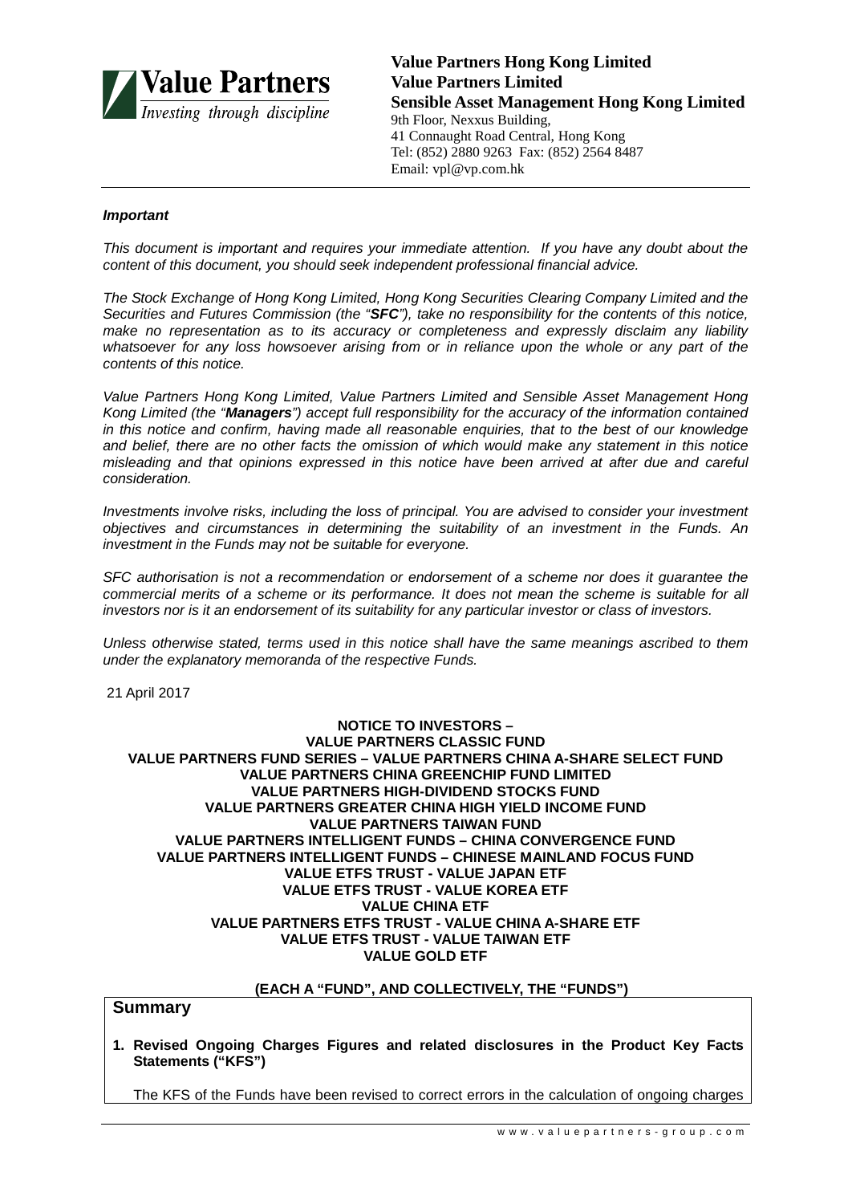**Value Partners**
*Investing through discipline*

**Value Partners Hong Kong Limited**
**Value Partners Limited**
**Sensible Asset Management Hong Kong Limited**
9th Floor, Nexxus Building,
41 Connaught Road Central, Hong Kong
Tel: (852) 2880 9263 Fax: (852) 2564 8487
Email: vpl@vp.com.hk

***Important***

*This document is important and requires your immediate attention. If you have any doubt about the content of this document, you should seek independent professional financial advice.*

*The Stock Exchange of Hong Kong Limited, Hong Kong Securities Clearing Company Limited and the Securities and Futures Commission (the "**SFC**"), take no responsibility for the contents of this notice, make no representation as to its accuracy or completeness and expressly disclaim any liability whatsoever for any loss howsoever arising from or in reliance upon the whole or any part of the contents of this notice.*

*Value Partners Hong Kong Limited, Value Partners Limited and Sensible Asset Management Hong Kong Limited (the "**Managers**") accept full responsibility for the accuracy of the information contained in this notice and confirm, having made all reasonable enquiries, that to the best of our knowledge and belief, there are no other facts the omission of which would make any statement in this notice misleading and that opinions expressed in this notice have been arrived at after due and careful consideration.*

*Investments involve risks, including the loss of principal. You are advised to consider your investment objectives and circumstances in determining the suitability of an investment in the Funds. An investment in the Funds may not be suitable for everyone.*

*SFC authorisation is not a recommendation or endorsement of a scheme nor does it guarantee the commercial merits of a scheme or its performance. It does not mean the scheme is suitable for all investors nor is it an endorsement of its suitability for any particular investor or class of investors.*

*Unless otherwise stated, terms used in this notice shall have the same meanings ascribed to them under the explanatory memoranda of the respective Funds.*

21 April 2017

**NOTICE TO INVESTORS –**
**VALUE PARTNERS CLASSIC FUND**
**VALUE PARTNERS FUND SERIES – VALUE PARTNERS CHINA A-SHARE SELECT FUND**
**VALUE PARTNERS CHINA GREENCHIP FUND LIMITED**
**VALUE PARTNERS HIGH-DIVIDEND STOCKS FUND**
**VALUE PARTNERS GREATER CHINA HIGH YIELD INCOME FUND**
**VALUE PARTNERS TAIWAN FUND**
**VALUE PARTNERS INTELLIGENT FUNDS – CHINA CONVERGENCE FUND**
**VALUE PARTNERS INTELLIGENT FUNDS – CHINESE MAINLAND FOCUS FUND**
**VALUE ETFS TRUST - VALUE JAPAN ETF**
**VALUE ETFS TRUST - VALUE KOREA ETF**
**VALUE CHINA ETF**
**VALUE PARTNERS ETFS TRUST - VALUE CHINA A-SHARE ETF**
**VALUE ETFS TRUST - VALUE TAIWAN ETF**
**VALUE GOLD ETF**

**(EACH A "FUND", AND COLLECTIVELY, THE "FUNDS")**

## Summary

1. **Revised Ongoing Charges Figures and related disclosures in the Product Key Facts Statements ("KFS")**

   The KFS of the Funds have been revised to correct errors in the calculation of ongoing charges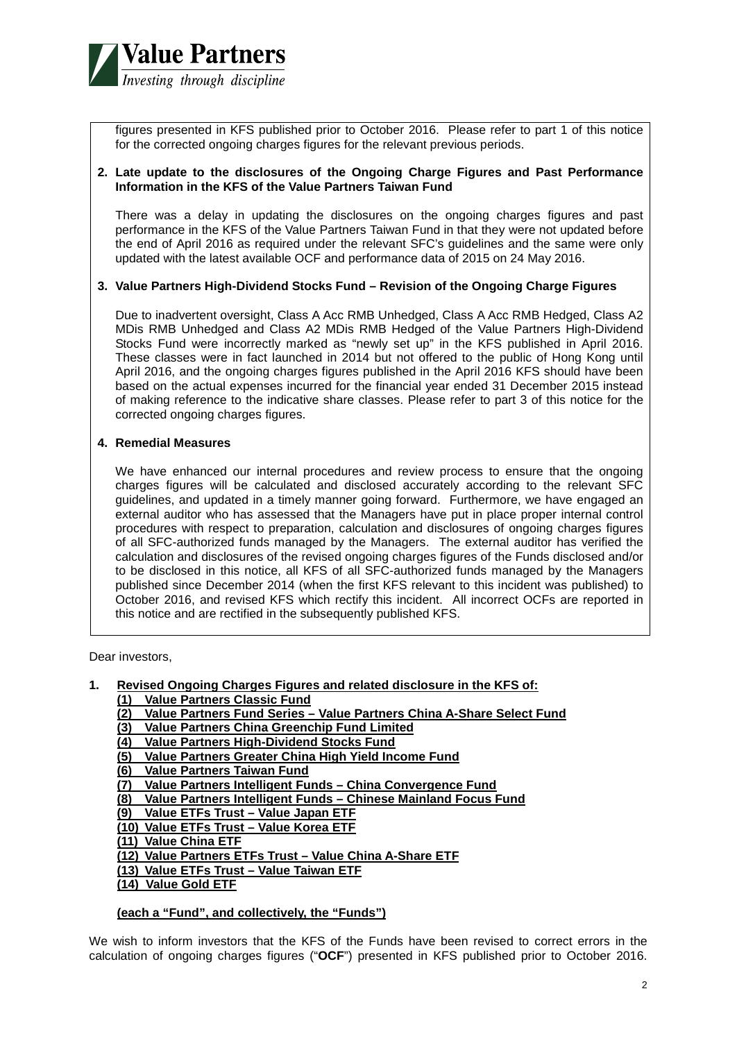figures presented in KFS published prior to October 2016. Please refer to part 1 of this notice for the corrected ongoing charges figures for the relevant previous periods.

**2. Late update to the disclosures of the Ongoing Charge Figures and Past Performance Information in the KFS of the Value Partners Taiwan Fund**

There was a delay in updating the disclosures on the ongoing charges figures and past performance in the KFS of the Value Partners Taiwan Fund in that they were not updated before the end of April 2016 as required under the relevant SFC's guidelines and the same were only updated with the latest available OCF and performance data of 2015 on 24 May 2016.

**3. Value Partners High-Dividend Stocks Fund – Revision of the Ongoing Charge Figures**

Due to inadvertent oversight, Class A Acc RMB Unhedged, Class A Acc RMB Hedged, Class A2 MDis RMB Unhedged and Class A2 MDis RMB Hedged of the Value Partners High-Dividend Stocks Fund were incorrectly marked as "newly set up" in the KFS published in April 2016. These classes were in fact launched in 2014 but not offered to the public of Hong Kong until April 2016, and the ongoing charges figures published in the April 2016 KFS should have been based on the actual expenses incurred for the financial year ended 31 December 2015 instead of making reference to the indicative share classes. Please refer to part 3 of this notice for the corrected ongoing charges figures.

**4. Remedial Measures**

We have enhanced our internal procedures and review process to ensure that the ongoing charges figures will be calculated and disclosed accurately according to the relevant SFC guidelines, and updated in a timely manner going forward. Furthermore, we have engaged an external auditor who has assessed that the Managers have put in place proper internal control procedures with respect to preparation, calculation and disclosures of ongoing charges figures of all SFC-authorized funds managed by the Managers. The external auditor has verified the calculation and disclosures of the revised ongoing charges figures of the Funds disclosed and/or to be disclosed in this notice, all KFS of all SFC-authorized funds managed by the Managers published since December 2014 (when the first KFS relevant to this incident was published) to October 2016, and revised KFS which rectify this incident. All incorrect OCFs are reported in this notice and are rectified in the subsequently published KFS.

Dear investors,

**1. Revised Ongoing Charges Figures and related disclosure in the KFS of:**
   **(1) Value Partners Classic Fund**
   **(2) Value Partners Fund Series – Value Partners China A-Share Select Fund**
   **(3) Value Partners China Greenchip Fund Limited**
   **(4) Value Partners High-Dividend Stocks Fund**
   **(5) Value Partners Greater China High Yield Income Fund**
   **(6) Value Partners Taiwan Fund**
   **(7) Value Partners Intelligent Funds – China Convergence Fund**
   **(8) Value Partners Intelligent Funds – Chinese Mainland Focus Fund**
   **(9) Value ETFs Trust – Value Japan ETF**
   **(10) Value ETFs Trust – Value Korea ETF**
   **(11) Value China ETF**
   **(12) Value Partners ETFs Trust – Value China A-Share ETF**
   **(13) Value ETFs Trust – Value Taiwan ETF**
   **(14) Value Gold ETF**

   **(each a "Fund", and collectively, the "Funds")**

We wish to inform investors that the KFS of the Funds have been revised to correct errors in the calculation of ongoing charges figures ("**OCF**") presented in KFS published prior to October 2016.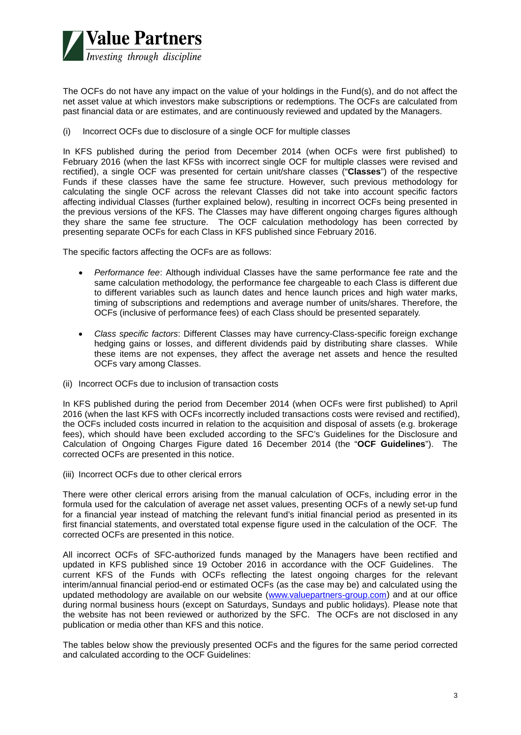The OCFs do not have any impact on the value of your holdings in the Fund(s), and do not affect the net asset value at which investors make subscriptions or redemptions. The OCFs are calculated from past financial data or are estimates, and are continuously reviewed and updated by the Managers.

(i) Incorrect OCFs due to disclosure of a single OCF for multiple classes

In KFS published during the period from December 2014 (when OCFs were first published) to February 2016 (when the last KFSs with incorrect single OCF for multiple classes were revised and rectified), a single OCF was presented for certain unit/share classes ("**Classes**") of the respective Funds if these classes have the same fee structure. However, such previous methodology for calculating the single OCF across the relevant Classes did not take into account specific factors affecting individual Classes (further explained below), resulting in incorrect OCFs being presented in the previous versions of the KFS. The Classes may have different ongoing charges figures although they share the same fee structure. The OCF calculation methodology has been corrected by presenting separate OCFs for each Class in KFS published since February 2016.

The specific factors affecting the OCFs are as follows:

- *Performance fee*: Although individual Classes have the same performance fee rate and the same calculation methodology, the performance fee chargeable to each Class is different due to different variables such as launch dates and hence launch prices and high water marks, timing of subscriptions and redemptions and average number of units/shares. Therefore, the OCFs (inclusive of performance fees) of each Class should be presented separately.
- *Class specific factors*: Different Classes may have currency-Class-specific foreign exchange hedging gains or losses, and different dividends paid by distributing share classes. While these items are not expenses, they affect the average net assets and hence the resulted OCFs vary among Classes.

(ii) Incorrect OCFs due to inclusion of transaction costs

In KFS published during the period from December 2014 (when OCFs were first published) to April 2016 (when the last KFS with OCFs incorrectly included transactions costs were revised and rectified), the OCFs included costs incurred in relation to the acquisition and disposal of assets (e.g. brokerage fees), which should have been excluded according to the SFC's Guidelines for the Disclosure and Calculation of Ongoing Charges Figure dated 16 December 2014 (the "**OCF Guidelines**"). The corrected OCFs are presented in this notice.

(iii) Incorrect OCFs due to other clerical errors

There were other clerical errors arising from the manual calculation of OCFs, including error in the formula used for the calculation of average net asset values, presenting OCFs of a newly set-up fund for a financial year instead of matching the relevant fund's initial financial period as presented in its first financial statements, and overstated total expense figure used in the calculation of the OCF. The corrected OCFs are presented in this notice.

All incorrect OCFs of SFC-authorized funds managed by the Managers have been rectified and updated in KFS published since 19 October 2016 in accordance with the OCF Guidelines. The current KFS of the Funds with OCFs reflecting the latest ongoing charges for the relevant interim/annual financial period-end or estimated OCFs (as the case may be) and calculated using the updated methodology are available on our website (www.valuepartners-group.com) and at our office during normal business hours (except on Saturdays, Sundays and public holidays). Please note that the website has not been reviewed or authorized by the SFC. The OCFs are not disclosed in any publication or media other than KFS and this notice.

The tables below show the previously presented OCFs and the figures for the same period corrected and calculated according to the OCF Guidelines: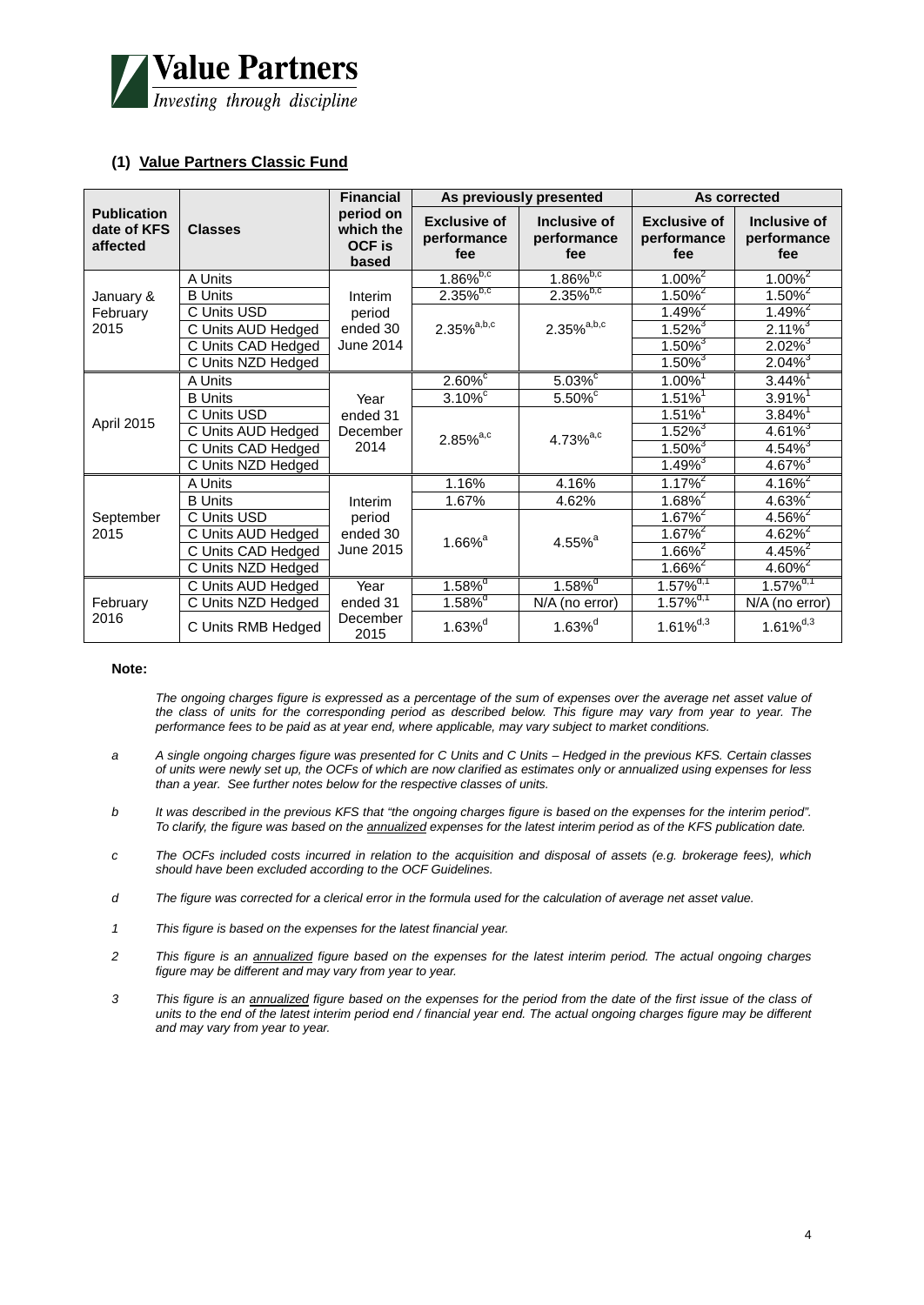**Value Partners**
*Investing through discipline*

## (1) Value Partners Classic Fund

| Publication date of KFS affected | Classes | Financial period on which the OCF is based | As previously presented | | As corrected | |
|---|---|---|---|---|---|---|
| | | | Exclusive of performance fee | Inclusive of performance fee | Exclusive of performance fee | Inclusive of performance fee |
| January & February 2015 | A Units | Interim period ended 30 June 2014 | 1.86%[b,c] | 1.86%[b,c] | 1.00%[2] | 1.00%[2] |
| | B Units | | 2.35%[b,c] | 2.35%[b,c] | 1.50%[2] | 1.50%[2] |
| | C Units USD | | 2.35%[a,b,c] | 2.35%[a,b,c] | 1.49%[2] | 1.49%[2] |
| | C Units AUD Hedged | | | | 1.52%[3] | 2.11%[3] |
| | C Units CAD Hedged | | | | 1.50%[3] | 2.02%[3] |
| | C Units NZD Hedged | | | | 1.50%[3] | 2.04%[3] |
| April 2015 | A Units | Year ended 31 December 2014 | 2.60%[c] | 5.03%[c] | 1.00%[1] | 3.44%[1] |
| | B Units | | 3.10%[c] | 5.50%[c] | 1.51%[1] | 3.91%[1] |
| | C Units USD | | 2.85%[a,c] | 4.73%[a,c] | 1.51%[1] | 3.84%[1] |
| | C Units AUD Hedged | | | | 1.52%[3] | 4.61%[3] |
| | C Units CAD Hedged | | | | 1.50%[3] | 4.54%[3] |
| | C Units NZD Hedged | | | | 1.49%[3] | 4.67%[3] |
| September 2015 | A Units | Interim period ended 30 June 2015 | 1.16% | 4.16% | 1.17%[2] | 4.16%[2] |
| | B Units | | 1.67% | 4.62% | 1.68%[2] | 4.63%[2] |
| | C Units USD | | 1.66%[a] | 4.55%[a] | 1.67%[2] | 4.56%[2] |
| | C Units AUD Hedged | | | | 1.67%[2] | 4.62%[2] |
| | C Units CAD Hedged | | | | 1.66%[2] | 4.45%[2] |
| | C Units NZD Hedged | | | | 1.66%[2] | 4.60%[2] |
| February 2016 | C Units AUD Hedged | Year ended 31 December 2015 | 1.58%[d] | 1.58%[d] | 1.57%[d,1] | 1.57%[d,1] |
| | C Units NZD Hedged | | 1.58%[d] | N/A (no error) | 1.57%[d,1] | N/A (no error) |
| | C Units RMB Hedged | | 1.63%[d] | 1.63%[d] | 1.61%[d,3] | 1.61%[d,3] |

**Note:**

*The ongoing charges figure is expressed as a percentage of the sum of expenses over the average net asset value of the class of units for the corresponding period as described below. This figure may vary from year to year. The performance fees to be paid as at year end, where applicable, may vary subject to market conditions.*

a *A single ongoing charges figure was presented for C Units and C Units – Hedged in the previous KFS. Certain classes of units were newly set up, the OCFs of which are now clarified as estimates only or annualized using expenses for less than a year. See further notes below for the respective classes of units.*

b *It was described in the previous KFS that "the ongoing charges figure is based on the expenses for the interim period". To clarify, the figure was based on the annualized expenses for the latest interim period as of the KFS publication date.*

c *The OCFs included costs incurred in relation to the acquisition and disposal of assets (e.g. brokerage fees), which should have been excluded according to the OCF Guidelines.*

d *The figure was corrected for a clerical error in the formula used for the calculation of average net asset value.*

1 *This figure is based on the expenses for the latest financial year.*

2 *This figure is an annualized figure based on the expenses for the latest interim period. The actual ongoing charges figure may be different and may vary from year to year.*

3 *This figure is an annualized figure based on the expenses for the period from the date of the first issue of the class of units to the end of the latest interim period end / financial year end. The actual ongoing charges figure may be different and may vary from year to year.*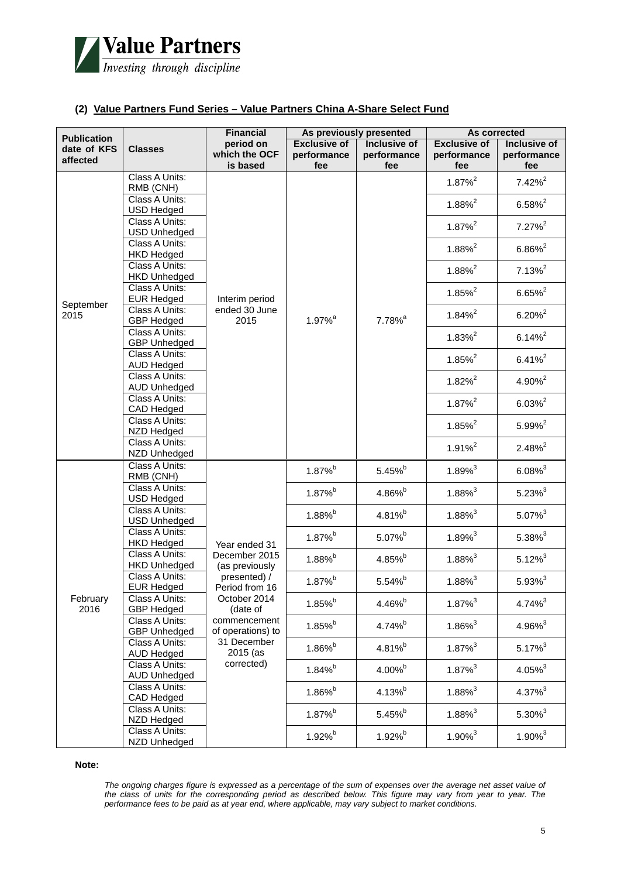### (2) Value Partners Fund Series – Value Partners China A-Share Select Fund

| Publication date of KFS affected | Classes | Financial period on which the OCF is based | As previously presented | | As corrected | |
|---|---|---|---|---|---|---|
| | | | Exclusive of performance fee | Inclusive of performance fee | Exclusive of performance fee | Inclusive of performance fee |
| September 2015 | Class A Units: RMB (CNH) | Interim period ended 30 June 2015 | 1.97%[a] | 7.78%[a] | 1.87%[2] | 7.42%[2] |
| | Class A Units: USD Hedged | | | | 1.88%[2] | 6.58%[2] |
| | Class A Units: USD Unhedged | | | | 1.87%[2] | 7.27%[2] |
| | Class A Units: HKD Hedged | | | | 1.88%[2] | 6.86%[2] |
| | Class A Units: HKD Unhedged | | | | 1.88%[2] | 7.13%[2] |
| | Class A Units: EUR Hedged | | | | 1.85%[2] | 6.65%[2] |
| | Class A Units: GBP Hedged | | | | 1.84%[2] | 6.20%[2] |
| | Class A Units: GBP Unhedged | | | | 1.83%[2] | 6.14%[2] |
| | Class A Units: AUD Hedged | | | | 1.85%[2] | 6.41%[2] |
| | Class A Units: AUD Unhedged | | | | 1.82%[2] | 4.90%[2] |
| | Class A Units: CAD Hedged | | | | 1.87%[2] | 6.03%[2] |
| | Class A Units: NZD Hedged | | | | 1.85%[2] | 5.99%[2] |
| | Class A Units: NZD Unhedged | | | | 1.91%[2] | 2.48%[2] |
| February 2016 | Class A Units: RMB (CNH) | Year ended 31 December 2015 (as previously presented) / Period from 16 October 2014 (date of commencement of operations) to 31 December 2015 (as corrected) | 1.87%[b] | 5.45%[b] | 1.89%[3] | 6.08%[3] |
| | Class A Units: USD Hedged | | 1.87%[b] | 4.86%[b] | 1.88%[3] | 5.23%[3] |
| | Class A Units: USD Unhedged | | 1.88%[b] | 4.81%[b] | 1.88%[3] | 5.07%[3] |
| | Class A Units: HKD Hedged | | 1.87%[b] | 5.07%[b] | 1.89%[3] | 5.38%[3] |
| | Class A Units: HKD Unhedged | | 1.88%[b] | 4.85%[b] | 1.88%[3] | 5.12%[3] |
| | Class A Units: EUR Hedged | | 1.87%[b] | 5.54%[b] | 1.88%[3] | 5.93%[3] |
| | Class A Units: GBP Hedged | | 1.85%[b] | 4.46%[b] | 1.87%[3] | 4.74%[3] |
| | Class A Units: GBP Unhedged | | 1.85%[b] | 4.74%[b] | 1.86%[3] | 4.96%[3] |
| | Class A Units: AUD Hedged | | 1.86%[b] | 4.81%[b] | 1.87%[3] | 5.17%[3] |
| | Class A Units: AUD Unhedged | | 1.84%[b] | 4.00%[b] | 1.87%[3] | 4.05%[3] |
| | Class A Units: CAD Hedged | | 1.86%[b] | 4.13%[b] | 1.88%[3] | 4.37%[3] |
| | Class A Units: NZD Hedged | | 1.87%[b] | 5.45%[b] | 1.88%[3] | 5.30%[3] |
| | Class A Units: NZD Unhedged | | 1.92%[b] | 1.92%[b] | 1.90%[3] | 1.90%[3] |

**Note:**

*The ongoing charges figure is expressed as a percentage of the sum of expenses over the average net asset value of the class of units for the corresponding period as described below. This figure may vary from year to year. The performance fees to be paid as at year end, where applicable, may vary subject to market conditions.*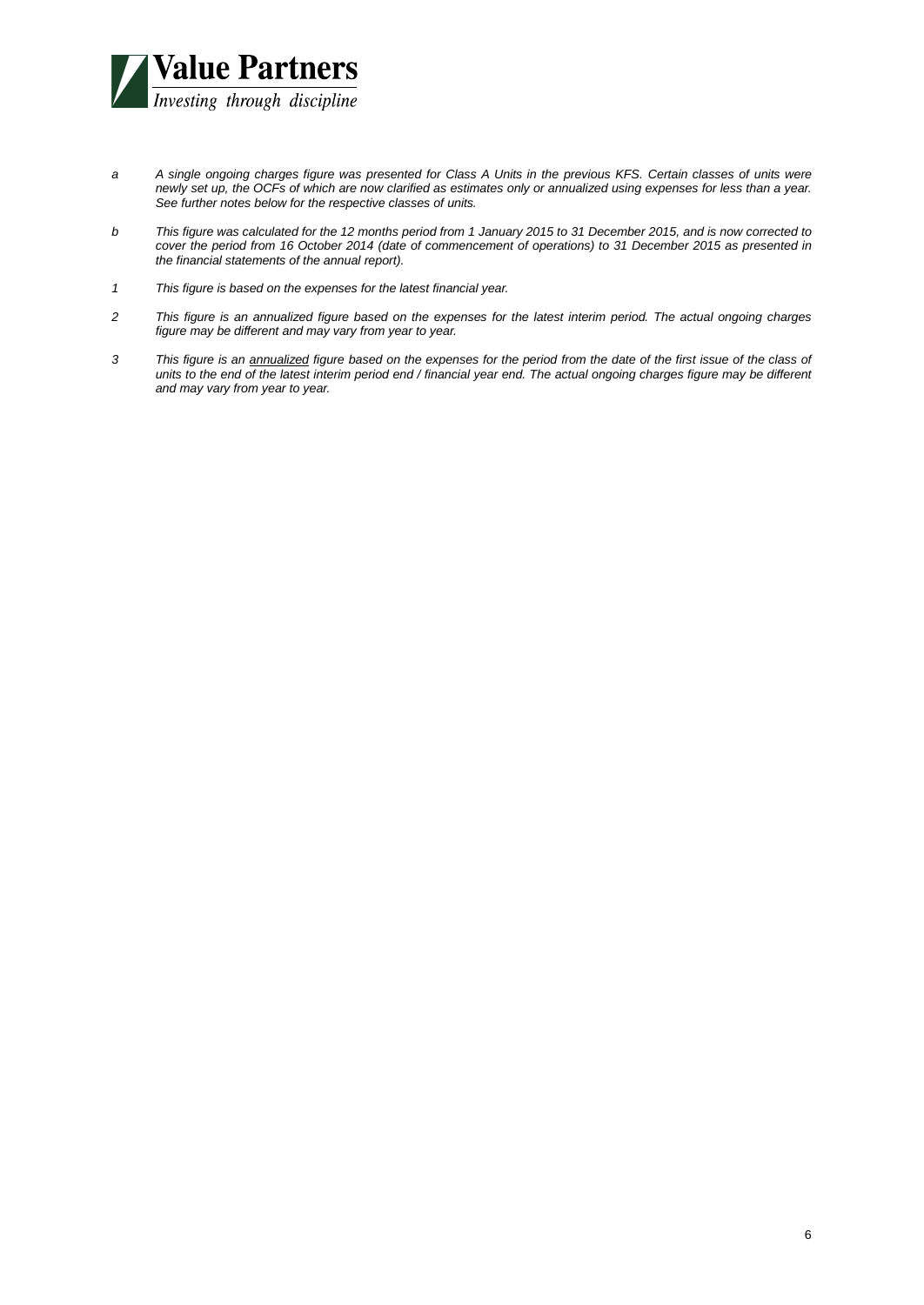*a* *A single ongoing charges figure was presented for Class A Units in the previous KFS. Certain classes of units were newly set up, the OCFs of which are now clarified as estimates only or annualized using expenses for less than a year. See further notes below for the respective classes of units.*

*b* *This figure was calculated for the 12 months period from 1 January 2015 to 31 December 2015, and is now corrected to cover the period from 16 October 2014 (date of commencement of operations) to 31 December 2015 as presented in the financial statements of the annual report).*

*1* *This figure is based on the expenses for the latest financial year.*

*2* *This figure is an annualized figure based on the expenses for the latest interim period. The actual ongoing charges figure may be different and may vary from year to year.*

*3* *This figure is an <u>annualized</u> figure based on the expenses for the period from the date of the first issue of the class of units to the end of the latest interim period end / financial year end. The actual ongoing charges figure may be different and may vary from year to year.*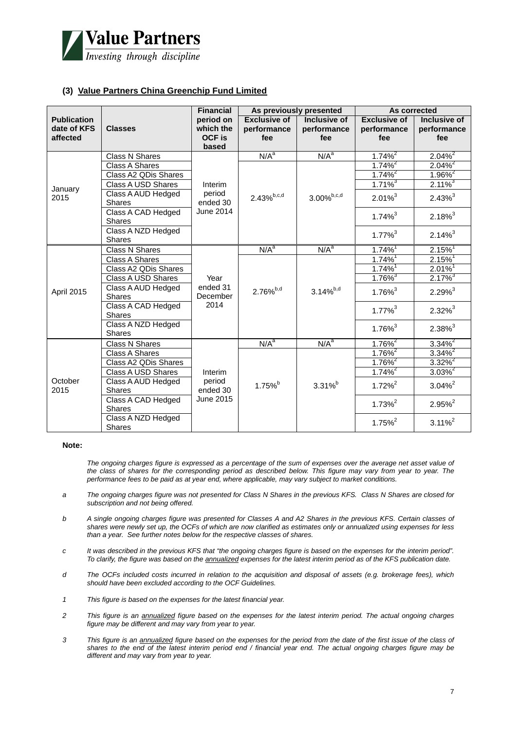### (3) Value Partners China Greenchip Fund Limited

| Publication date of KFS affected | Classes | Financial period on which the OCF is based | As previously presented | | As corrected | |
|---|---|---|---|---|---|---|
| | | | Exclusive of performance fee | Inclusive of performance fee | Exclusive of performance fee | Inclusive of performance fee |
| January 2015 | Class N Shares | Interim period ended 30 June 2014 | N/A[a] | N/A[a] | 1.74%[2] | 2.04%[2] |
| | Class A Shares | | 2.43%[b,c,d] | 3.00%[b,c,d] | 1.74%[2] | 2.04%[2] |
| | Class A2 QDis Shares | | | | 1.74%[2] | 1.96%[2] |
| | Class A USD Shares | | | | 1.71%[3] | 2.11%[3] |
| | Class A AUD Hedged Shares | | | | 2.01%[3] | 2.43%[3] |
| | Class A CAD Hedged Shares | | | | 1.74%[3] | 2.18%[3] |
| | Class A NZD Hedged Shares | | | | 1.77%[3] | 2.14%[3] |
| April 2015 | Class N Shares | Year ended 31 December 2014 | N/A[a] | N/A[a] | 1.74%[1] | 2.15%[1] |
| | Class A Shares | | 2.76%[b,d] | 3.14%[b,d] | 1.74%[1] | 2.15%[1] |
| | Class A2 QDis Shares | | | | 1.74%[1] | 2.01%[1] |
| | Class A USD Shares | | | | 1.76%[3] | 2.17%[3] |
| | Class A AUD Hedged Shares | | | | 1.76%[3] | 2.29%[3] |
| | Class A CAD Hedged Shares | | | | 1.77%[3] | 2.32%[3] |
| | Class A NZD Hedged Shares | | | | 1.76%[3] | 2.38%[3] |
| October 2015 | Class N Shares | Interim period ended 30 June 2015 | N/A[a] | N/A[a] | 1.76%[2] | 3.34%[2] |
| | Class A Shares | | 1.75%[b] | 3.31%[b] | 1.76%[2] | 3.34%[2] |
| | Class A2 QDis Shares | | | | 1.76%[2] | 3.32%[2] |
| | Class A USD Shares | | | | 1.74%[2] | 3.03%[2] |
| | Class A AUD Hedged Shares | | | | 1.72%[2] | 3.04%[2] |
| | Class A CAD Hedged Shares | | | | 1.73%[2] | 2.95%[2] |
| | Class A NZD Hedged Shares | | | | 1.75%[2] | 3.11%[2] |

**Note:**

*The ongoing charges figure is expressed as a percentage of the sum of expenses over the average net asset value of the class of shares for the corresponding period as described below. This figure may vary from year to year. The performance fees to be paid as at year end, where applicable, may vary subject to market conditions.*

a *The ongoing charges figure was not presented for Class N Shares in the previous KFS. Class N Shares are closed for subscription and not being offered.*

b *A single ongoing charges figure was presented for Classes A and A2 Shares in the previous KFS. Certain classes of shares were newly set up, the OCFs of which are now clarified as estimates only or annualized using expenses for less than a year. See further notes below for the respective classes of shares.*

c *It was described in the previous KFS that "the ongoing charges figure is based on the expenses for the interim period". To clarify, the figure was based on the annualized expenses for the latest interim period as of the KFS publication date.*

d *The OCFs included costs incurred in relation to the acquisition and disposal of assets (e.g. brokerage fees), which should have been excluded according to the OCF Guidelines.*

1 *This figure is based on the expenses for the latest financial year.*

2 *This figure is an annualized figure based on the expenses for the latest interim period. The actual ongoing charges figure may be different and may vary from year to year.*

3 *This figure is an annualized figure based on the expenses for the period from the date of the first issue of the class of shares to the end of the latest interim period end / financial year end. The actual ongoing charges figure may be different and may vary from year to year.*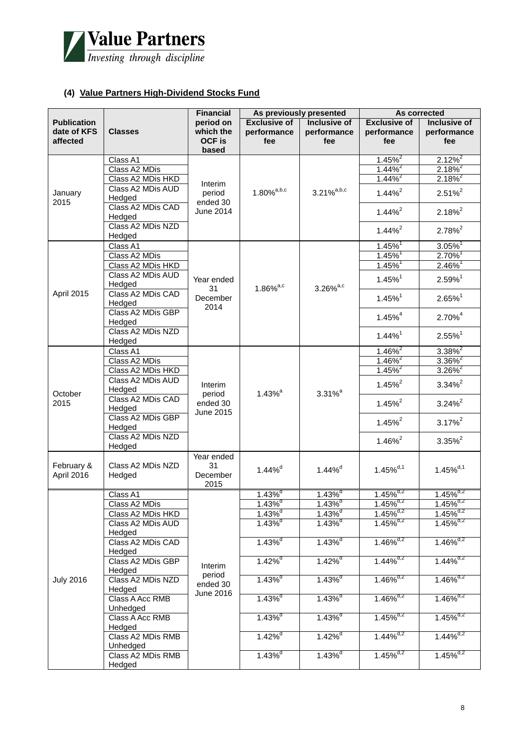Value Partners

*Investing through discipline*

## (4) Value Partners High-Dividend Stocks Fund

| Publication date of KFS affected | Classes | Financial period on which the OCF is based | As previously presented | | As corrected | |
|---|---|---|---|---|---|---|
| | | | Exclusive of performance fee | Inclusive of performance fee | Exclusive of performance fee | Inclusive of performance fee |
| January 2015 | Class A1 | Interim period ended 30 June 2014 | 1.80%[a,b,c] | 3.21%[a,b,c] | 1.45%[2] | 2.12%[2] |
| | Class A2 MDis | | | | 1.44%[2] | 2.18%[2] |
| | Class A2 MDis HKD | | | | 1.44%[2] | 2.18%[2] |
| | Class A2 MDis AUD Hedged | | | | 1.44%[2] | 2.51%[2] |
| | Class A2 MDis CAD Hedged | | | | 1.44%[2] | 2.18%[2] |
| | Class A2 MDis NZD Hedged | | | | 1.44%[2] | 2.78%[2] |
| April 2015 | Class A1 | Year ended 31 December 2014 | 1.86%[a,c] | 3.26%[a,c] | 1.45%[1] | 3.05%[1] |
| | Class A2 MDis | | | | 1.45%[1] | 2.70%[1] |
| | Class A2 MDis HKD | | | | 1.45%[1] | 2.46%[1] |
| | Class A2 MDis AUD Hedged | | | | 1.45%[1] | 2.59%[1] |
| | Class A2 MDis CAD Hedged | | | | 1.45%[1] | 2.65%[1] |
| | Class A2 MDis GBP Hedged | | | | 1.45%[4] | 2.70%[4] |
| | Class A2 MDis NZD Hedged | | | | 1.44%[1] | 2.55%[1] |
| October 2015 | Class A1 | Interim period ended 30 June 2015 | 1.43%[a] | 3.31%[a] | 1.46%[2] | 3.38%[2] |
| | Class A2 MDis | | | | 1.46%[2] | 3.36%[2] |
| | Class A2 MDis HKD | | | | 1.45%[2] | 3.26%[2] |
| | Class A2 MDis AUD Hedged | | | | 1.45%[2] | 3.34%[2] |
| | Class A2 MDis CAD Hedged | | | | 1.45%[2] | 3.24%[2] |
| | Class A2 MDis GBP Hedged | | | | 1.45%[2] | 3.17%[2] |
| | Class A2 MDis NZD Hedged | | | | 1.46%[2] | 3.35%[2] |
| February & April 2016 | Class A2 MDis NZD Hedged | Year ended 31 December 2015 | 1.44%[d] | 1.44%[d] | 1.45%[d,1] | 1.45%[d,1] |
| July 2016 | Class A1 | Interim period ended 30 June 2016 | 1.43%[d] | 1.43%[d] | 1.45%[d,2] | 1.45%[d,2] |
| | Class A2 MDis | | 1.43%[d] | 1.43%[d] | 1.45%[d,2] | 1.45%[d,2] |
| | Class A2 MDis HKD | | 1.43%[d] | 1.43%[d] | 1.45%[d,2] | 1.45%[d,2] |
| | Class A2 MDis AUD Hedged | | 1.43%[d] | 1.43%[d] | 1.45%[d,2] | 1.45%[d,2] |
| | Class A2 MDis CAD Hedged | | 1.43%[d] | 1.43%[d] | 1.46%[d,2] | 1.46%[d,2] |
| | Class A2 MDis GBP Hedged | | 1.42%[d] | 1.42%[d] | 1.44%[d,2] | 1.44%[d,2] |
| | Class A2 MDis NZD Hedged | | 1.43%[d] | 1.43%[d] | 1.46%[d,2] | 1.46%[d,2] |
| | Class A Acc RMB Unhedged | | 1.43%[d] | 1.43%[d] | 1.46%[d,2] | 1.46%[d,2] |
| | Class A Acc RMB Hedged | | 1.43%[d] | 1.43%[d] | 1.45%[d,2] | 1.45%[d,2] |
| | Class A2 MDis RMB Unhedged | | 1.42%[d] | 1.42%[d] | 1.44%[d,2] | 1.44%[d,2] |
| | Class A2 MDis RMB Hedged | | 1.43%[d] | 1.43%[d] | 1.45%[d,2] | 1.45%[d,2] |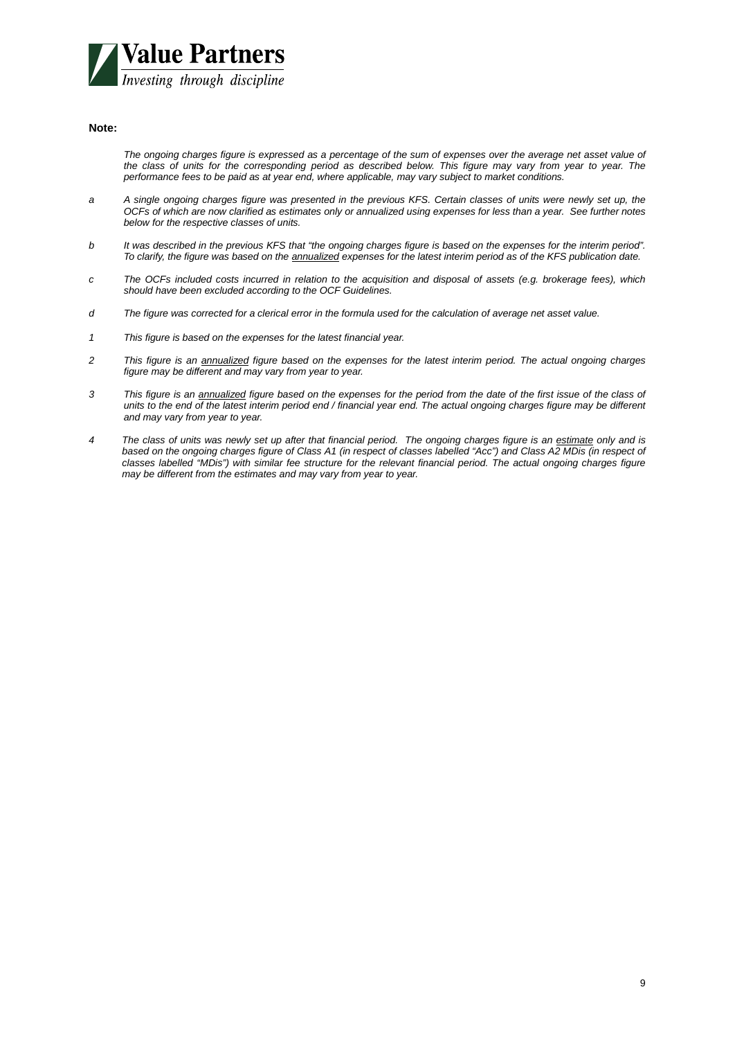**Note:**

*The ongoing charges figure is expressed as a percentage of the sum of expenses over the average net asset value of the class of units for the corresponding period as described below. This figure may vary from year to year. The performance fees to be paid as at year end, where applicable, may vary subject to market conditions.*

*a* *A single ongoing charges figure was presented in the previous KFS. Certain classes of units were newly set up, the OCFs of which are now clarified as estimates only or annualized using expenses for less than a year. See further notes below for the respective classes of units.*

*b* *It was described in the previous KFS that "the ongoing charges figure is based on the expenses for the interim period". To clarify, the figure was based on the annualized expenses for the latest interim period as of the KFS publication date.*

*c* *The OCFs included costs incurred in relation to the acquisition and disposal of assets (e.g. brokerage fees), which should have been excluded according to the OCF Guidelines.*

*d* *The figure was corrected for a clerical error in the formula used for the calculation of average net asset value.*

*1* *This figure is based on the expenses for the latest financial year.*

*2* *This figure is an annualized figure based on the expenses for the latest interim period. The actual ongoing charges figure may be different and may vary from year to year.*

*3* *This figure is an annualized figure based on the expenses for the period from the date of the first issue of the class of units to the end of the latest interim period end / financial year end. The actual ongoing charges figure may be different and may vary from year to year.*

*4* *The class of units was newly set up after that financial period. The ongoing charges figure is an estimate only and is based on the ongoing charges figure of Class A1 (in respect of classes labelled "Acc") and Class A2 MDis (in respect of classes labelled "MDis") with similar fee structure for the relevant financial period. The actual ongoing charges figure may be different from the estimates and may vary from year to year.*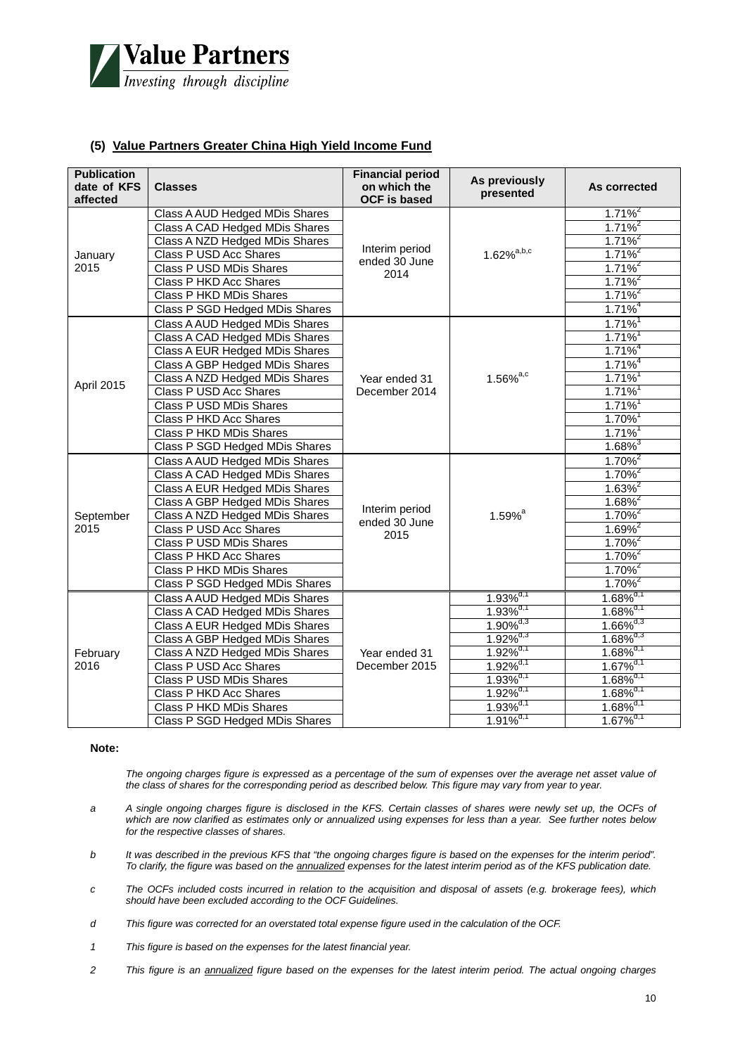### (5) Value Partners Greater China High Yield Income Fund

| Publication date of KFS affected | Classes | Financial period on which the OCF is based | As previously presented | As corrected |
|---|---|---|---|---|
| January 2015 | Class A AUD Hedged MDis Shares | Interim period ended 30 June 2014 | 1.62%[a,b,c] | 1.71%[2] |
| | Class A CAD Hedged MDis Shares | | | 1.71%[2] |
| | Class A NZD Hedged MDis Shares | | | 1.71%[2] |
| | Class P USD Acc Shares | | | 1.71%[2] |
| | Class P USD MDis Shares | | | 1.71%[2] |
| | Class P HKD Acc Shares | | | 1.71%[2] |
| | Class P HKD MDis Shares | | | 1.71%[2] |
| | Class P SGD Hedged MDis Shares | | | 1.71%[4] |
| April 2015 | Class A AUD Hedged MDis Shares | Year ended 31 December 2014 | 1.56%[a,c] | 1.71%[1] |
| | Class A CAD Hedged MDis Shares | | | 1.71%[1] |
| | Class A EUR Hedged MDis Shares | | | 1.71%[4] |
| | Class A GBP Hedged MDis Shares | | | 1.71%[4] |
| | Class A NZD Hedged MDis Shares | | | 1.71%[1] |
| | Class P USD Acc Shares | | | 1.71%[1] |
| | Class P USD MDis Shares | | | 1.71%[1] |
| | Class P HKD Acc Shares | | | 1.70%[1] |
| | Class P HKD MDis Shares | | | 1.71%[1] |
| | Class P SGD Hedged MDis Shares | | | 1.68%[3] |
| September 2015 | Class A AUD Hedged MDis Shares | Interim period ended 30 June 2015 | 1.59%[a] | 1.70%[2] |
| | Class A CAD Hedged MDis Shares | | | 1.70%[2] |
| | Class A EUR Hedged MDis Shares | | | 1.63%[2] |
| | Class A GBP Hedged MDis Shares | | | 1.68%[2] |
| | Class A NZD Hedged MDis Shares | | | 1.70%[2] |
| | Class P USD Acc Shares | | | 1.69%[2] |
| | Class P USD MDis Shares | | | 1.70%[2] |
| | Class P HKD Acc Shares | | | 1.70%[2] |
| | Class P HKD MDis Shares | | | 1.70%[2] |
| | Class P SGD Hedged MDis Shares | | | 1.70%[2] |
| February 2016 | Class A AUD Hedged MDis Shares | Year ended 31 December 2015 | 1.93%[d,1] | 1.68%[d,1] |
| | Class A CAD Hedged MDis Shares | | 1.93%[d,1] | 1.68%[d,1] |
| | Class A EUR Hedged MDis Shares | | 1.90%[d,3] | 1.66%[d,3] |
| | Class A GBP Hedged MDis Shares | | 1.92%[d,3] | 1.68%[d,3] |
| | Class A NZD Hedged MDis Shares | | 1.92%[d,1] | 1.68%[d,1] |
| | Class P USD Acc Shares | | 1.92%[d,1] | 1.67%[d,1] |
| | Class P USD MDis Shares | | 1.93%[d,1] | 1.68%[d,1] |
| | Class P HKD Acc Shares | | 1.92%[d,1] | 1.68%[d,1] |
| | Class P HKD MDis Shares | | 1.93%[d,1] | 1.68%[d,1] |
| | Class P SGD Hedged MDis Shares | | 1.91%[d,1] | 1.67%[d,1] |

**Note:**

*The ongoing charges figure is expressed as a percentage of the sum of expenses over the average net asset value of the class of shares for the corresponding period as described below. This figure may vary from year to year.*

*a* &nbsp; *A single ongoing charges figure is disclosed in the KFS. Certain classes of shares were newly set up, the OCFs of which are now clarified as estimates only or annualized using expenses for less than a year. See further notes below for the respective classes of shares.*

*b* &nbsp; *It was described in the previous KFS that "the ongoing charges figure is based on the expenses for the interim period". To clarify, the figure was based on the annualized expenses for the latest interim period as of the KFS publication date.*

*c* &nbsp; *The OCFs included costs incurred in relation to the acquisition and disposal of assets (e.g. brokerage fees), which should have been excluded according to the OCF Guidelines.*

*d* &nbsp; *This figure was corrected for an overstated total expense figure used in the calculation of the OCF.*

*1* &nbsp; *This figure is based on the expenses for the latest financial year.*

*2* &nbsp; *This figure is an annualized figure based on the expenses for the latest interim period. The actual ongoing charges*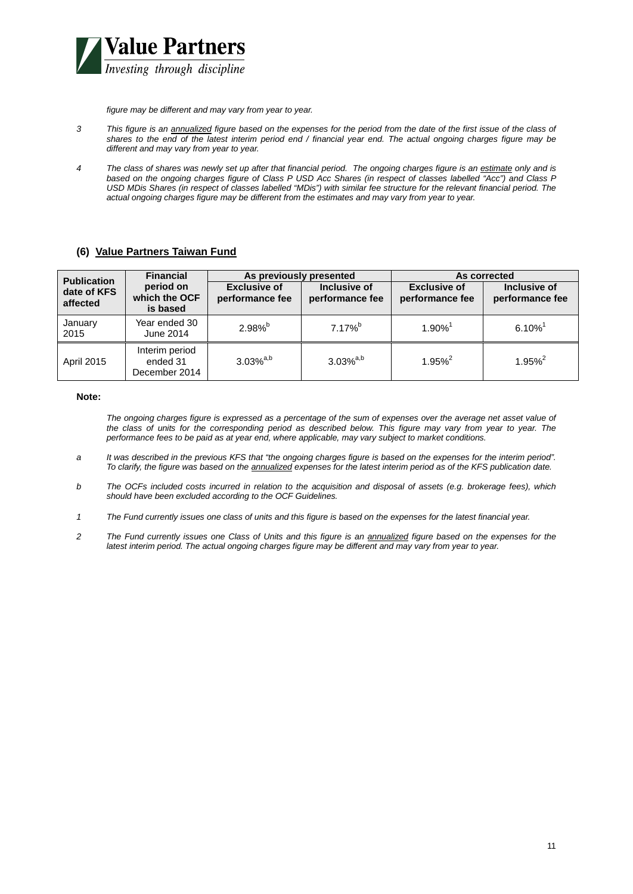*figure may be different and may vary from year to year.*

3 *This figure is an annualized figure based on the expenses for the period from the date of the first issue of the class of shares to the end of the latest interim period end / financial year end. The actual ongoing charges figure may be different and may vary from year to year.*

4 *The class of shares was newly set up after that financial period. The ongoing charges figure is an estimate only and is based on the ongoing charges figure of Class P USD Acc Shares (in respect of classes labelled "Acc") and Class P USD MDis Shares (in respect of classes labelled "MDis") with similar fee structure for the relevant financial period. The actual ongoing charges figure may be different from the estimates and may vary from year to year.*

### (6) Value Partners Taiwan Fund

| Publication date of KFS affected | Financial period on which the OCF is based | As previously presented | | As corrected | |
|---|---|---|---|---|---|
| | | Exclusive of performance fee | Inclusive of performance fee | Exclusive of performance fee | Inclusive of performance fee |
| January 2015 | Year ended 30 June 2014 | 2.98%[b] | 7.17%[b] | 1.90%[1] | 6.10%[1] |
| April 2015 | Interim period ended 31 December 2014 | 3.03%[a,b] | 3.03%[a,b] | 1.95%[2] | 1.95%[2] |

**Note:**

*The ongoing charges figure is expressed as a percentage of the sum of expenses over the average net asset value of the class of units for the corresponding period as described below. This figure may vary from year to year. The performance fees to be paid as at year end, where applicable, may vary subject to market conditions.*

a *It was described in the previous KFS that "the ongoing charges figure is based on the expenses for the interim period". To clarify, the figure was based on the annualized expenses for the latest interim period as of the KFS publication date.*

b *The OCFs included costs incurred in relation to the acquisition and disposal of assets (e.g. brokerage fees), which should have been excluded according to the OCF Guidelines.*

1 *The Fund currently issues one class of units and this figure is based on the expenses for the latest financial year.*

2 *The Fund currently issues one Class of Units and this figure is an annualized figure based on the expenses for the latest interim period. The actual ongoing charges figure may be different and may vary from year to year.*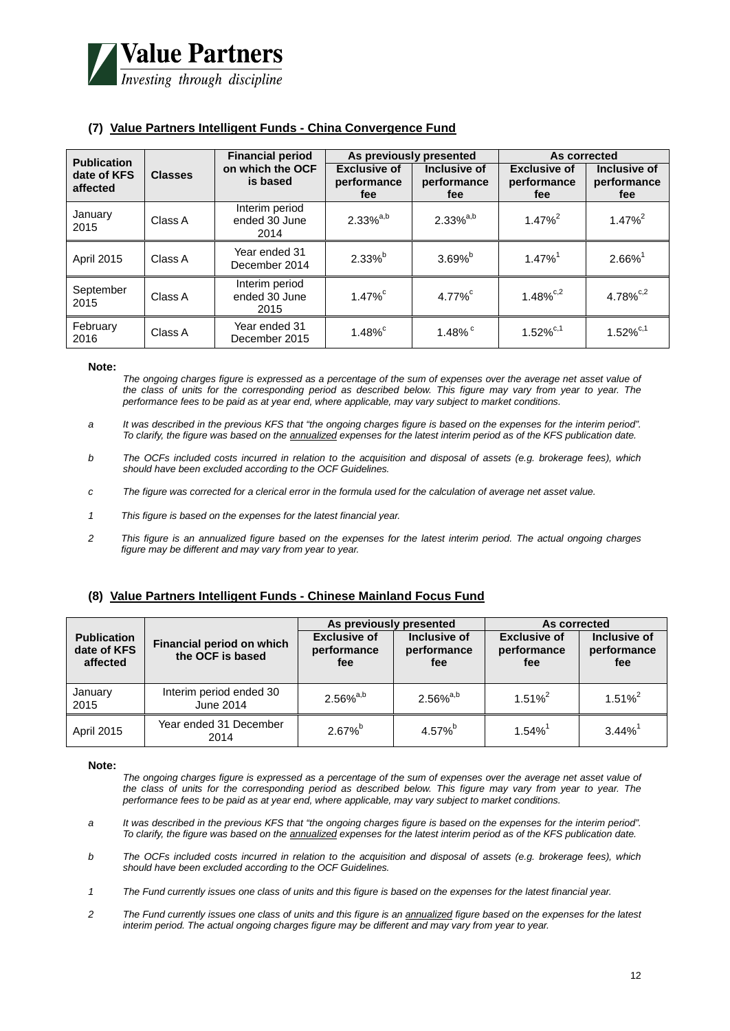### (7) Value Partners Intelligent Funds - China Convergence Fund

| Publication date of KFS affected | Classes | Financial period on which the OCF is based | As previously presented | | As corrected | |
|---|---|---|---|---|---|---|
| | | | Exclusive of performance fee | Inclusive of performance fee | Exclusive of performance fee | Inclusive of performance fee |
| January 2015 | Class A | Interim period ended 30 June 2014 | 2.33%[a,b] | 2.33%[a,b] | 1.47%[2] | 1.47%[2] |
| April 2015 | Class A | Year ended 31 December 2014 | 2.33%[b] | 3.69%[b] | 1.47%[1] | 2.66%[1] |
| September 2015 | Class A | Interim period ended 30 June 2015 | 1.47%[c] | 4.77%[c] | 1.48%[c,2] | 4.78%[c,2] |
| February 2016 | Class A | Year ended 31 December 2015 | 1.48%[c] | 1.48%[c] | 1.52%[c,1] | 1.52%[c,1] |

**Note:**

*The ongoing charges figure is expressed as a percentage of the sum of expenses over the average net asset value of the class of units for the corresponding period as described below. This figure may vary from year to year. The performance fees to be paid as at year end, where applicable, may vary subject to market conditions.*

*a It was described in the previous KFS that "the ongoing charges figure is based on the expenses for the interim period". To clarify, the figure was based on the annualized expenses for the latest interim period as of the KFS publication date.*

*b The OCFs included costs incurred in relation to the acquisition and disposal of assets (e.g. brokerage fees), which should have been excluded according to the OCF Guidelines.*

*c The figure was corrected for a clerical error in the formula used for the calculation of average net asset value.*

*1 This figure is based on the expenses for the latest financial year.*

*2 This figure is an annualized figure based on the expenses for the latest interim period. The actual ongoing charges figure may be different and may vary from year to year.*

### (8) Value Partners Intelligent Funds - Chinese Mainland Focus Fund

| Publication date of KFS affected | Financial period on which the OCF is based | As previously presented | | As corrected | |
|---|---|---|---|---|---|
| | | Exclusive of performance fee | Inclusive of performance fee | Exclusive of performance fee | Inclusive of performance fee |
| January 2015 | Interim period ended 30 June 2014 | 2.56%[a,b] | 2.56%[a,b] | 1.51%[2] | 1.51%[2] |
| April 2015 | Year ended 31 December 2014 | 2.67%[b] | 4.57%[b] | 1.54%[1] | 3.44%[1] |

**Note:**

*The ongoing charges figure is expressed as a percentage of the sum of expenses over the average net asset value of the class of units for the corresponding period as described below. This figure may vary from year to year. The performance fees to be paid as at year end, where applicable, may vary subject to market conditions.*

*a It was described in the previous KFS that "the ongoing charges figure is based on the expenses for the interim period". To clarify, the figure was based on the annualized expenses for the latest interim period as of the KFS publication date.*

*b The OCFs included costs incurred in relation to the acquisition and disposal of assets (e.g. brokerage fees), which should have been excluded according to the OCF Guidelines.*

*1 The Fund currently issues one class of units and this figure is based on the expenses for the latest financial year.*

*2 The Fund currently issues one class of units and this figure is an annualized figure based on the expenses for the latest interim period. The actual ongoing charges figure may be different and may vary from year to year.*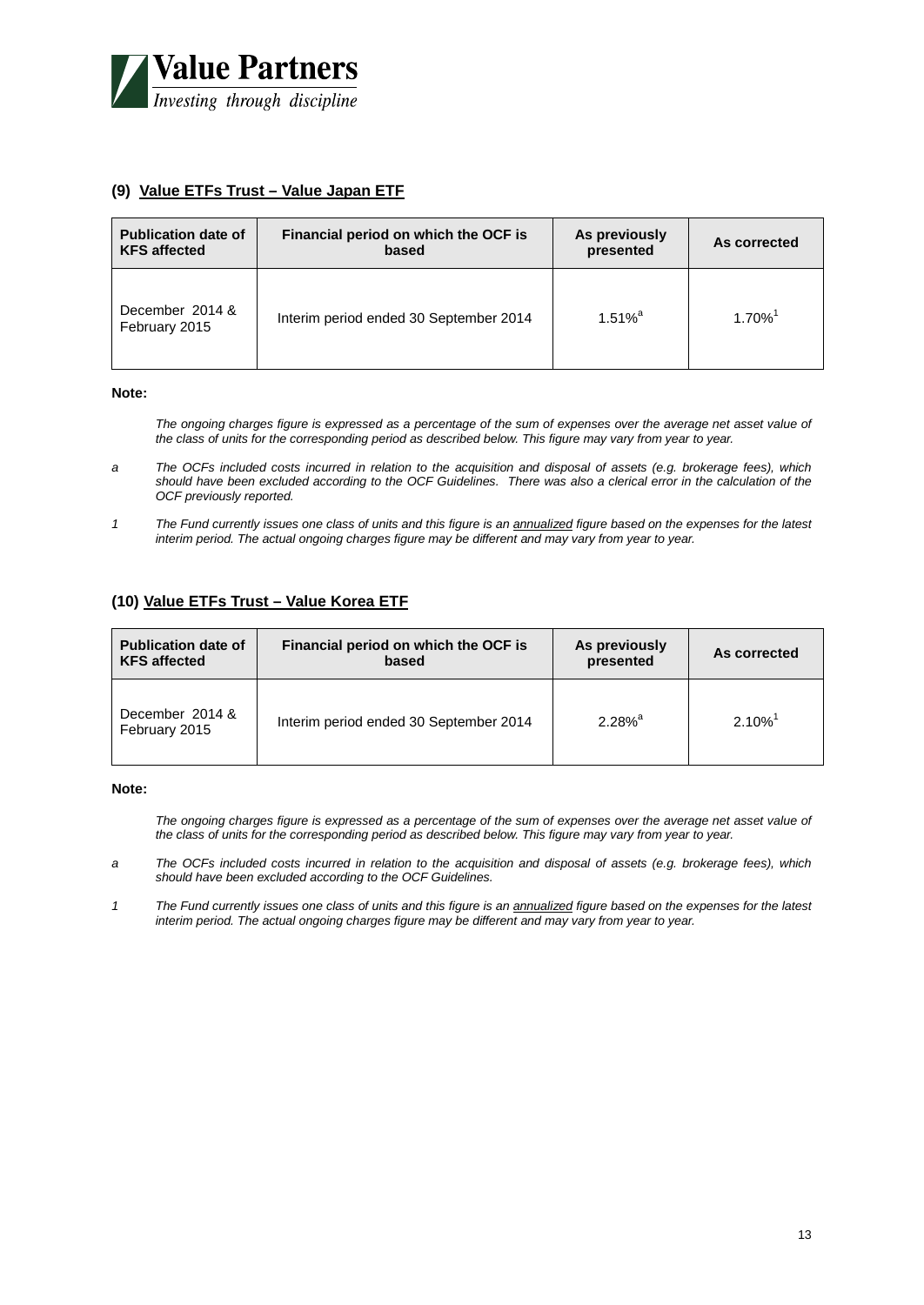### (9) Value ETFs Trust – Value Japan ETF

| Publication date of KFS affected | Financial period on which the OCF is based | As previously presented | As corrected |
|---|---|---|---|
| December 2014 & February 2015 | Interim period ended 30 September 2014 | 1.51%[a] | 1.70%[1] |

**Note:**

*The ongoing charges figure is expressed as a percentage of the sum of expenses over the average net asset value of the class of units for the corresponding period as described below. This figure may vary from year to year.*

*a* *The OCFs included costs incurred in relation to the acquisition and disposal of assets (e.g. brokerage fees), which should have been excluded according to the OCF Guidelines. There was also a clerical error in the calculation of the OCF previously reported.*

*1* *The Fund currently issues one class of units and this figure is an annualized figure based on the expenses for the latest interim period. The actual ongoing charges figure may be different and may vary from year to year.*

### (10) Value ETFs Trust – Value Korea ETF

| Publication date of KFS affected | Financial period on which the OCF is based | As previously presented | As corrected |
|---|---|---|---|
| December 2014 & February 2015 | Interim period ended 30 September 2014 | 2.28%[a] | 2.10%[1] |

**Note:**

*The ongoing charges figure is expressed as a percentage of the sum of expenses over the average net asset value of the class of units for the corresponding period as described below. This figure may vary from year to year.*

*a* *The OCFs included costs incurred in relation to the acquisition and disposal of assets (e.g. brokerage fees), which should have been excluded according to the OCF Guidelines.*

*1* *The Fund currently issues one class of units and this figure is an annualized figure based on the expenses for the latest interim period. The actual ongoing charges figure may be different and may vary from year to year.*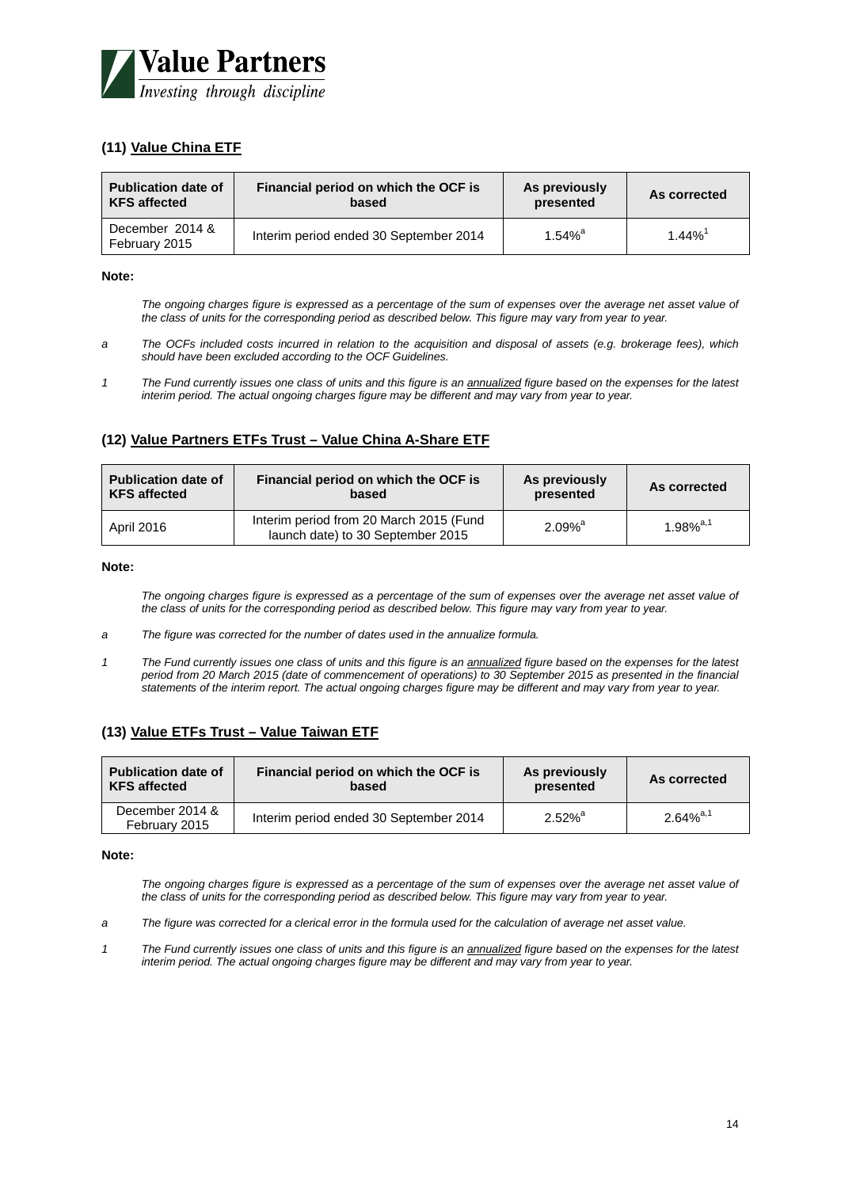### (11) Value China ETF

| Publication date of KFS affected | Financial period on which the OCF is based | As previously presented | As corrected |
|---|---|---|---|
| December 2014 & February 2015 | Interim period ended 30 September 2014 | 1.54%[a] | 1.44%[1] |

**Note:**

*The ongoing charges figure is expressed as a percentage of the sum of expenses over the average net asset value of the class of units for the corresponding period as described below. This figure may vary from year to year.*

*a* *The OCFs included costs incurred in relation to the acquisition and disposal of assets (e.g. brokerage fees), which should have been excluded according to the OCF Guidelines.*

*1* *The Fund currently issues one class of units and this figure is an annualized figure based on the expenses for the latest interim period. The actual ongoing charges figure may be different and may vary from year to year.*

### (12) Value Partners ETFs Trust – Value China A-Share ETF

| Publication date of KFS affected | Financial period on which the OCF is based | As previously presented | As corrected |
|---|---|---|---|
| April 2016 | Interim period from 20 March 2015 (Fund launch date) to 30 September 2015 | 2.09%[a] | 1.98%[a,1] |

**Note:**

*The ongoing charges figure is expressed as a percentage of the sum of expenses over the average net asset value of the class of units for the corresponding period as described below. This figure may vary from year to year.*

*a* *The figure was corrected for the number of dates used in the annualize formula.*

*1* *The Fund currently issues one class of units and this figure is an annualized figure based on the expenses for the latest period from 20 March 2015 (date of commencement of operations) to 30 September 2015 as presented in the financial statements of the interim report. The actual ongoing charges figure may be different and may vary from year to year.*

### (13) Value ETFs Trust – Value Taiwan ETF

| Publication date of KFS affected | Financial period on which the OCF is based | As previously presented | As corrected |
|---|---|---|---|
| December 2014 & February 2015 | Interim period ended 30 September 2014 | 2.52%[a] | 2.64%[a,1] |

**Note:**

*The ongoing charges figure is expressed as a percentage of the sum of expenses over the average net asset value of the class of units for the corresponding period as described below. This figure may vary from year to year.*

*a* *The figure was corrected for a clerical error in the formula used for the calculation of average net asset value.*

*1* *The Fund currently issues one class of units and this figure is an annualized figure based on the expenses for the latest interim period. The actual ongoing charges figure may be different and may vary from year to year.*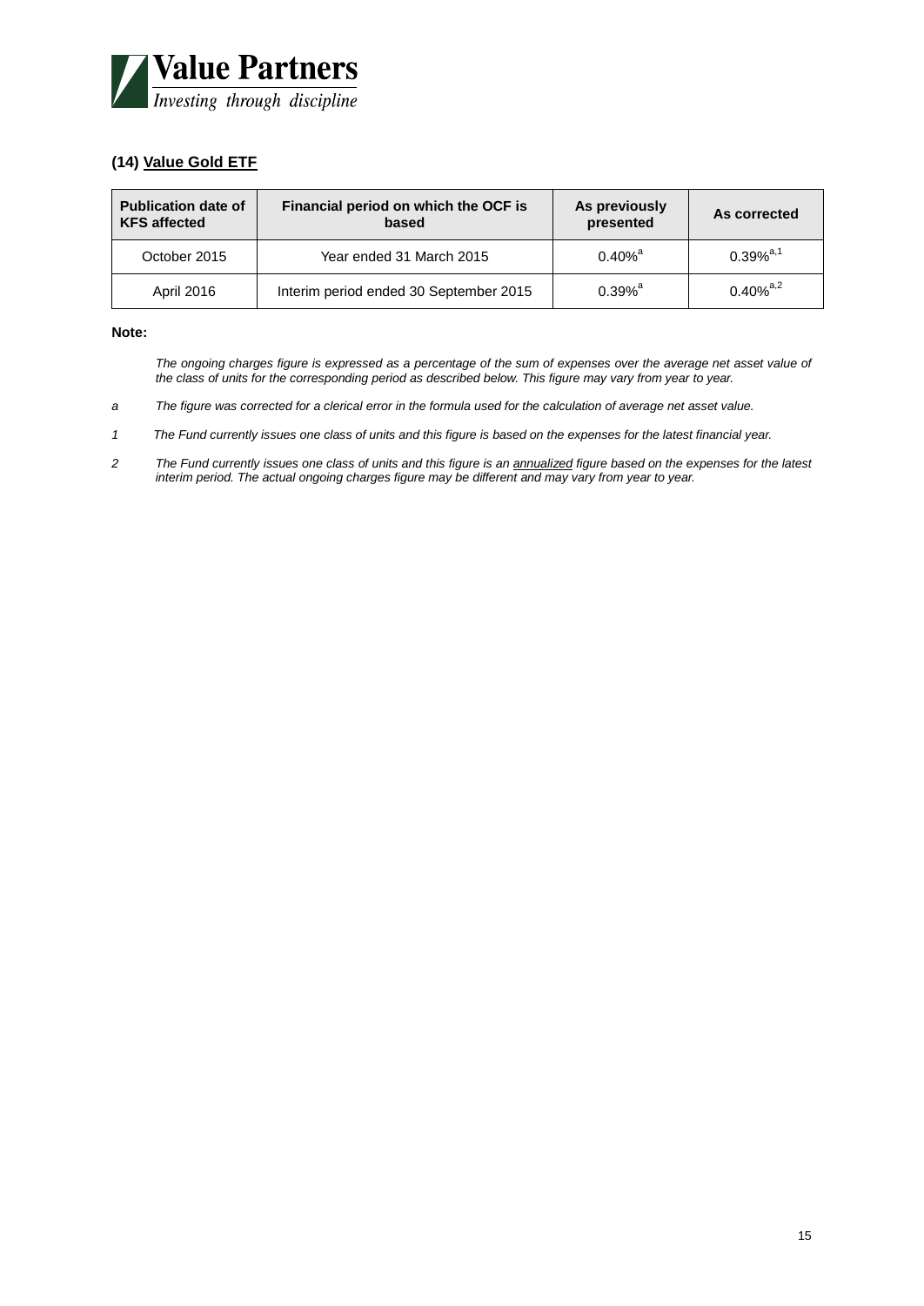**Value Partners**
*Investing through discipline*

### (14) Value Gold ETF

| Publication date of KFS affected | Financial period on which the OCF is based | As previously presented | As corrected |
|---|---|---|---|
| October 2015 | Year ended 31 March 2015 | 0.40%[a] | 0.39%[a,1] |
| April 2016 | Interim period ended 30 September 2015 | 0.39%[a] | 0.40%[a,2] |

**Note:**

*The ongoing charges figure is expressed as a percentage of the sum of expenses over the average net asset value of the class of units for the corresponding period as described below. This figure may vary from year to year.*

a *The figure was corrected for a clerical error in the formula used for the calculation of average net asset value.*

1 *The Fund currently issues one class of units and this figure is based on the expenses for the latest financial year.*

2 *The Fund currently issues one class of units and this figure is an annualized figure based on the expenses for the latest interim period. The actual ongoing charges figure may be different and may vary from year to year.*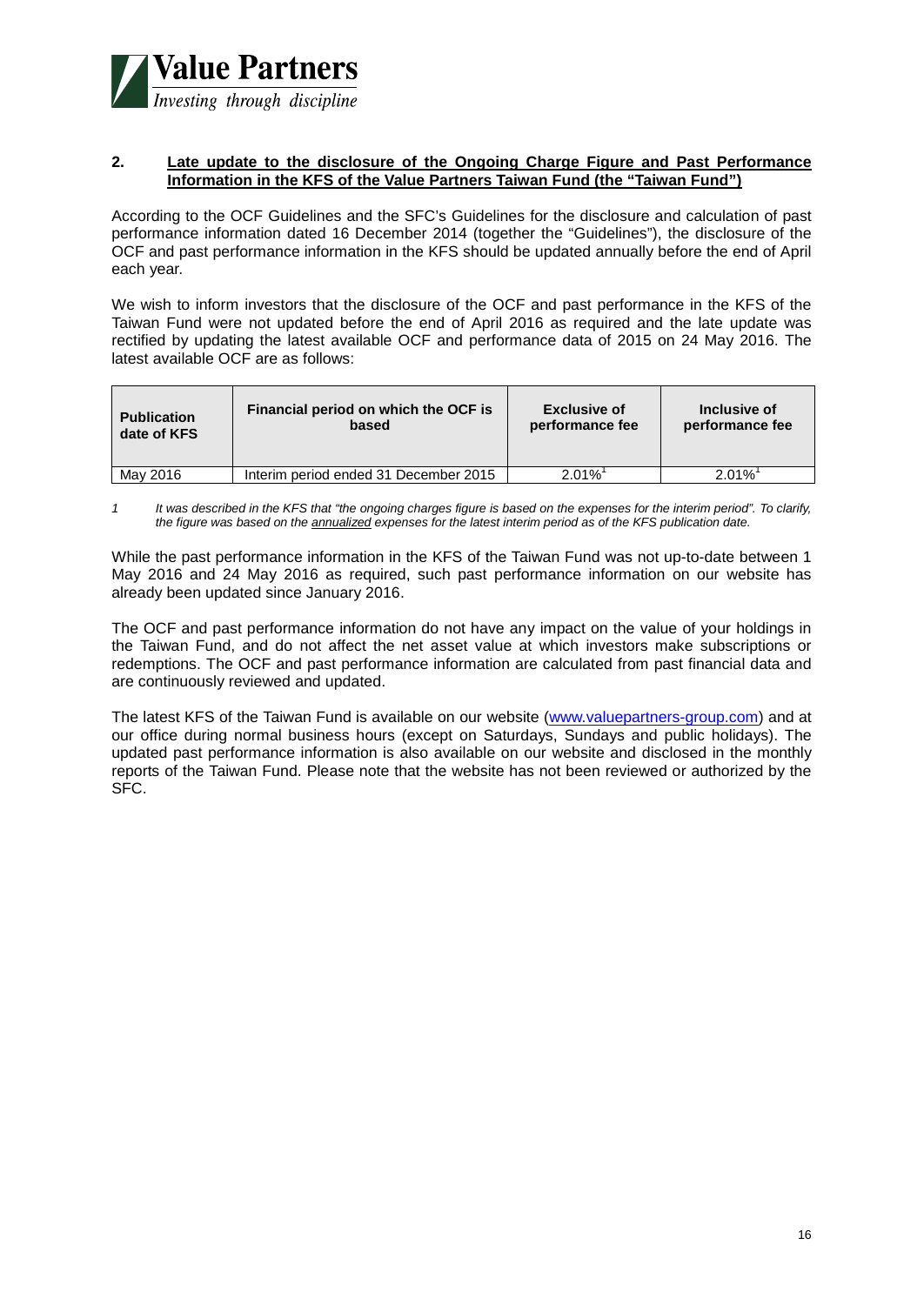## 2. Late update to the disclosure of the Ongoing Charge Figure and Past Performance Information in the KFS of the Value Partners Taiwan Fund (the "Taiwan Fund")

According to the OCF Guidelines and the SFC's Guidelines for the disclosure and calculation of past performance information dated 16 December 2014 (together the "Guidelines"), the disclosure of the OCF and past performance information in the KFS should be updated annually before the end of April each year.

We wish to inform investors that the disclosure of the OCF and past performance in the KFS of the Taiwan Fund were not updated before the end of April 2016 as required and the late update was rectified by updating the latest available OCF and performance data of 2015 on 24 May 2016. The latest available OCF are as follows:

| Publication date of KFS | Financial period on which the OCF is based | Exclusive of performance fee | Inclusive of performance fee |
|---|---|---|---|
| May 2016 | Interim period ended 31 December 2015 | 2.01%[1] | 2.01%[1] |

*1 It was described in the KFS that "the ongoing charges figure is based on the expenses for the interim period". To clarify, the figure was based on the annualized expenses for the latest interim period as of the KFS publication date.*

While the past performance information in the KFS of the Taiwan Fund was not up-to-date between 1 May 2016 and 24 May 2016 as required, such past performance information on our website has already been updated since January 2016.

The OCF and past performance information do not have any impact on the value of your holdings in the Taiwan Fund, and do not affect the net asset value at which investors make subscriptions or redemptions. The OCF and past performance information are calculated from past financial data and are continuously reviewed and updated.

The latest KFS of the Taiwan Fund is available on our website (www.valuepartners-group.com) and at our office during normal business hours (except on Saturdays, Sundays and public holidays). The updated past performance information is also available on our website and disclosed in the monthly reports of the Taiwan Fund. Please note that the website has not been reviewed or authorized by the SFC.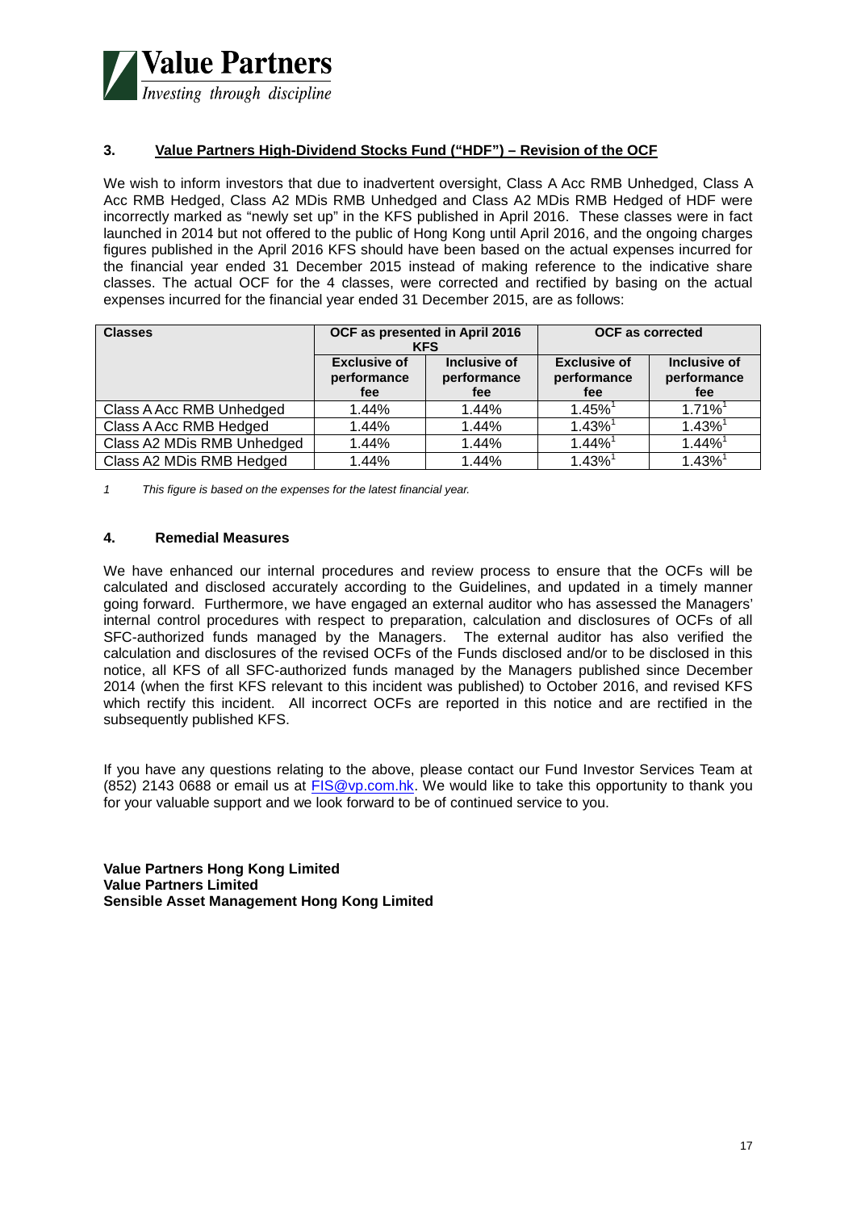### 3. Value Partners High-Dividend Stocks Fund ("HDF") – Revision of the OCF

We wish to inform investors that due to inadvertent oversight, Class A Acc RMB Unhedged, Class A Acc RMB Hedged, Class A2 MDis RMB Unhedged and Class A2 MDis RMB Hedged of HDF were incorrectly marked as "newly set up" in the KFS published in April 2016. These classes were in fact launched in 2014 but not offered to the public of Hong Kong until April 2016, and the ongoing charges figures published in the April 2016 KFS should have been based on the actual expenses incurred for the financial year ended 31 December 2015 instead of making reference to the indicative share classes. The actual OCF for the 4 classes, were corrected and rectified by basing on the actual expenses incurred for the financial year ended 31 December 2015, are as follows:

| Classes | OCF as presented in April 2016 KFS | | OCF as corrected | |
|---|---|---|---|---|
| | Exclusive of performance fee | Inclusive of performance fee | Exclusive of performance fee | Inclusive of performance fee |
| Class A Acc RMB Unhedged | 1.44% | 1.44% | 1.45%[1] | 1.71%[1] |
| Class A Acc RMB Hedged | 1.44% | 1.44% | 1.43%[1] | 1.43%[1] |
| Class A2 MDis RMB Unhedged | 1.44% | 1.44% | 1.44%[1] | 1.44%[1] |
| Class A2 MDis RMB Hedged | 1.44% | 1.44% | 1.43%[1] | 1.43%[1] |

*1 This figure is based on the expenses for the latest financial year.*

### 4. Remedial Measures

We have enhanced our internal procedures and review process to ensure that the OCFs will be calculated and disclosed accurately according to the Guidelines, and updated in a timely manner going forward. Furthermore, we have engaged an external auditor who has assessed the Managers' internal control procedures with respect to preparation, calculation and disclosures of OCFs of all SFC-authorized funds managed by the Managers. The external auditor has also verified the calculation and disclosures of the revised OCFs of the Funds disclosed and/or to be disclosed in this notice, all KFS of all SFC-authorized funds managed by the Managers published since December 2014 (when the first KFS relevant to this incident was published) to October 2016, and revised KFS which rectify this incident. All incorrect OCFs are reported in this notice and are rectified in the subsequently published KFS.

If you have any questions relating to the above, please contact our Fund Investor Services Team at (852) 2143 0688 or email us at FIS@vp.com.hk. We would like to take this opportunity to thank you for your valuable support and we look forward to be of continued service to you.

**Value Partners Hong Kong Limited**
**Value Partners Limited**
**Sensible Asset Management Hong Kong Limited**